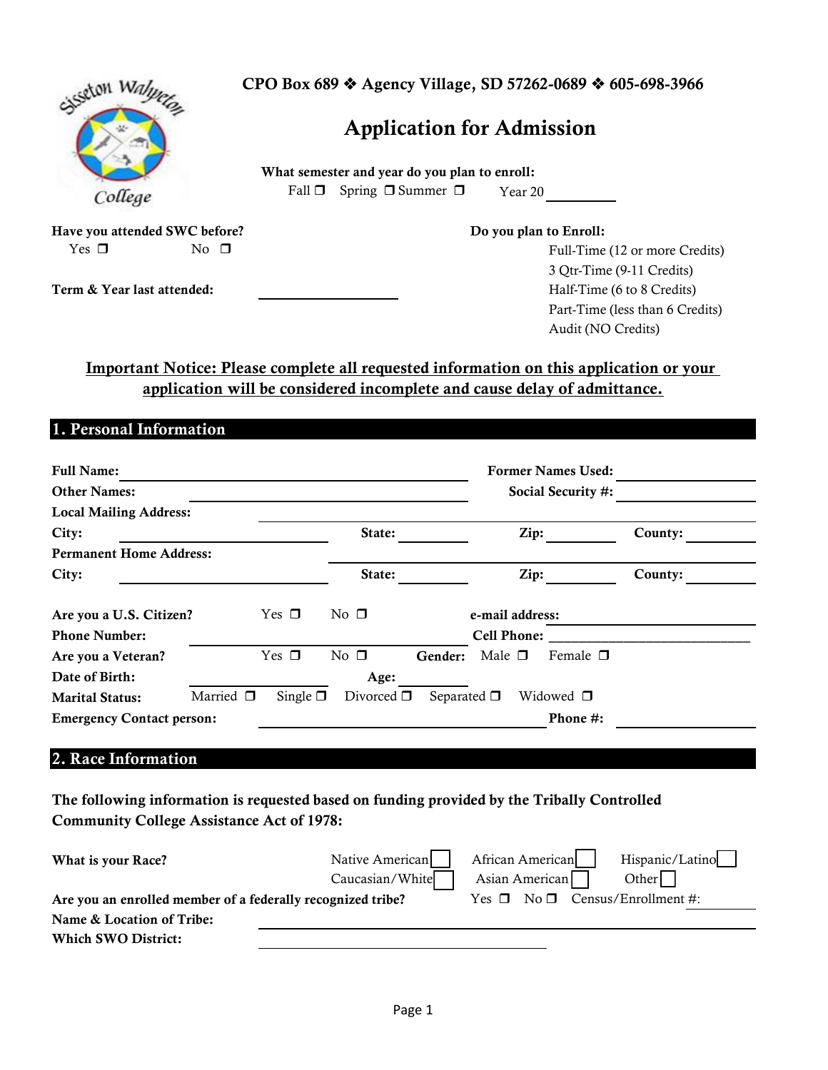CPO Box 689 ❖ Agency Village, SD 57262-0689 ❖ 605-698-3966

# Application for Admission

**What semester and year do you plan to enroll:**

Fall ❒ Spring ❒ Summer ❒ Year 20 ________

**Have you attended SWC before?**

Yes ❒ No ❒

**Term & Year last attended:** ________________

**Do you plan to Enroll:**

- Full-Time (12 or more Credits)
- 3 Qtr-Time (9-11 Credits)
- Half-Time (6 to 8 Credits)
- Part-Time (less than 6 Credits)
- Audit (NO Credits)

**Important Notice: Please complete all requested information on this application or your application will be considered incomplete and cause delay of admittance.**

## 1. Personal Information

**Full Name:** ______________________ **Former Names Used:** ____________

**Other Names:** ______________________ **Social Security #:** ____________

**Local Mailing Address:** ______________________________________

**City:** ____________ **State:** ________ **Zip:** ________ **County:** ________

**Permanent Home Address:** ______________________________________

**City:** ____________ **State:** ________ **Zip:** ________ **County:** ________

**Are you a U.S. Citizen?** Yes ❒ No ❒ **e-mail address:** ____________

**Phone Number:** ______________________ **Cell Phone:** ____________________________

**Are you a Veteran?** Yes ❒ No ❒ **Gender:** Male ❒ Female ❒

**Date of Birth:** ____________ **Age:** ________

**Marital Status:** Married ❒ Single ❒ Divorced ❒ Separated ❒ Widowed ❒

**Emergency Contact person:** ______________________ **Phone #:** ____________

## 2. Race Information

**The following information is requested based on funding provided by the Tribally Controlled Community College Assistance Act of 1978:**

**What is your Race?** Native American ☐ African American ☐ Hispanic/Latino ☐ Caucasian/White ☐ Asian American ☐ Other ☐

**Are you an enrolled member of a federally recognized tribe?** Yes ❒ No ❒ Census/Enrollment #: ________

**Name & Location of Tribe:** ______________________________________

**Which SWO District:** ______________________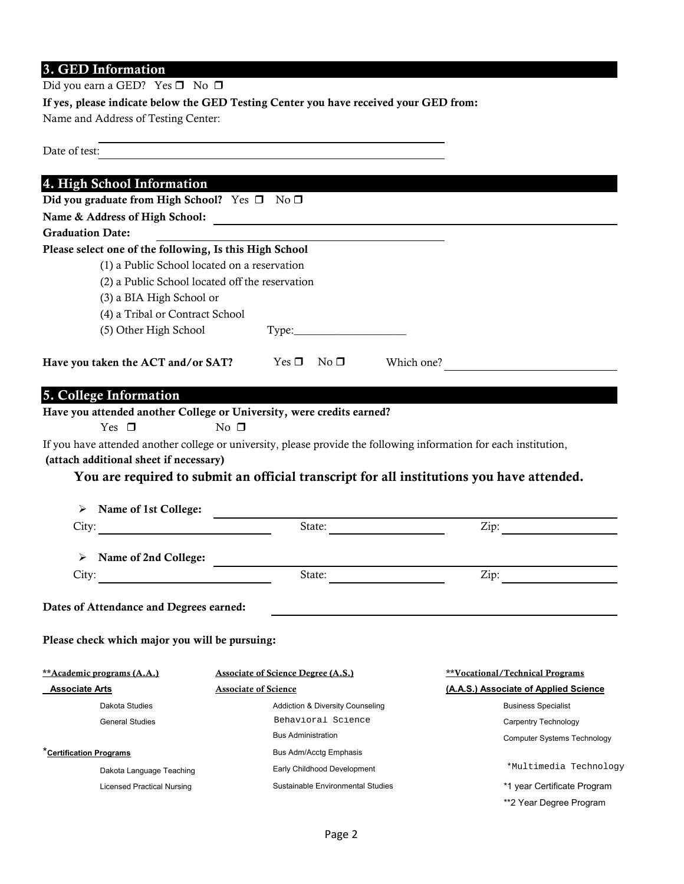## 3. GED Information

Did you earn a GED? Yes ❒ No ❒

**If yes, please indicate below the GED Testing Center you have received your GED from:**

Name and Address of Testing Center: ______________________________

Date of test: ______________________________

## 4. High School Information

**Did you graduate from High School?** Yes ❒ No ❒

**Name & Address of High School:** ______________________________

**Graduation Date:** ______________________________

**Please select one of the following, Is this High School**

(1) a Public School located on a reservation

(2) a Public School located off the reservation

(3) a BIA High School or

(4) a Tribal or Contract School

(5) Other High School Type:___________________

**Have you taken the ACT and/or SAT?** Yes ❒ No ❒ Which one? ______________________________

## 5. College Information

**Have you attended another College or University, were credits earned?**

Yes ❒ No ❒

If you have attended another college or university, please provide the following information for each institution, **(attach additional sheet if necessary)**

**You are required to submit an official transcript for all institutions you have attended.**

- **Name of 1st College:** ______________________________

  City: ______________ State: ______________ Zip: ______________

- **Name of 2nd College:** ______________________________

  City: ______________ State: ______________ Zip: ______________

**Dates of Attendance and Degrees earned:** ______________________________

**Please check which major you will be pursuing:**

| **Academic programs (A.A.) | Associate of Science Degree (A.S.) | **Vocational/Technical Programs |
|---|---|---|
| Associate Arts | Associate of Science | (A.A.S.) Associate of Applied Science |
| Dakota Studies | Addiction & Diversity Counseling | Business Specialist |
| General Studies | Behavioral Science | Carpentry Technology |
| | Bus Administration | Computer Systems Technology |
| *Certification Programs | Bus Adm/Acctg Emphasis | |
| Dakota Language Teaching | Early Childhood Development | *Multimedia Technology |
| Licensed Practical Nursing | Sustainable Environmental Studies | |

*1 year Certificate Program

**2 Year Degree Program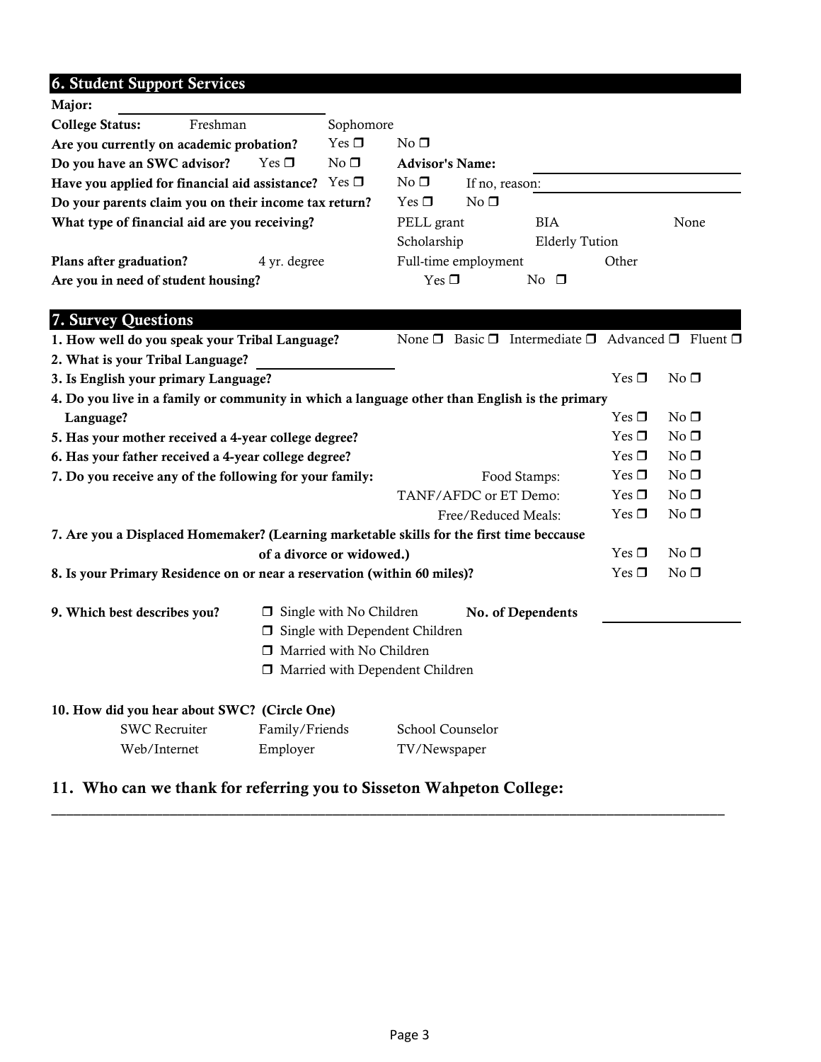## 6. Student Support Services

**Major:** ______________________

**College Status:** Freshman Sophomore

**Are you currently on academic probation?** Yes ❐ No ❐

**Do you have an SWC advisor?** Yes ❐ No ❐ **Advisor's Name:** ______________________

**Have you applied for financial aid assistance?** Yes ❐ No ❐ If no, reason: ______________________

**Do your parents claim you on their income tax return?** Yes ❐ No ❐

**What type of financial aid are you receiving?** PELL grant BIA None Scholarship Elderly Tution

**Plans after graduation?** 4 yr. degree Full-time employment Other

**Are you in need of student housing?** Yes ❐ No ❐

## 7. Survey Questions

**1. How well do you speak your Tribal Language?** None ❐ Basic ❐ Intermediate ❐ Advanced ❐ Fluent ❐

**2. What is your Tribal Language?** ______________________

**3. Is English your primary Language?** Yes ❐ No ❐

**4. Do you live in a family or community in which a language other than English is the primary Language?** Yes ❐ No ❐

**5. Has your mother received a 4-year college degree?** Yes ❐ No ❐

**6. Has your father received a 4-year college degree?** Yes ❐ No ❐

**7. Do you receive any of the following for your family:**

- Food Stamps: Yes ❐ No ❐
- TANF/AFDC or ET Demo: Yes ❐ No ❐
- Free/Reduced Meals: Yes ❐ No ❐

**7. Are you a Displaced Homemaker? (Learning marketable skills for the first time beccause of a divorce or widowed.)** Yes ❐ No ❐

**8. Is your Primary Residence on or near a reservation (within 60 miles)?** Yes ❐ No ❐

**9. Which best describes you?**

- ❐ Single with No Children
- ❐ Single with Dependent Children
- ❐ Married with No Children
- ❐ Married with Dependent Children

**No. of Dependents** ______________________

**10. How did you hear about SWC? (Circle One)**

SWC Recruiter Family/Friends School Counselor
Web/Internet Employer TV/Newspaper

### 11. Who can we thank for referring you to Sisseton Wahpeton College:

______________________________________________________________________________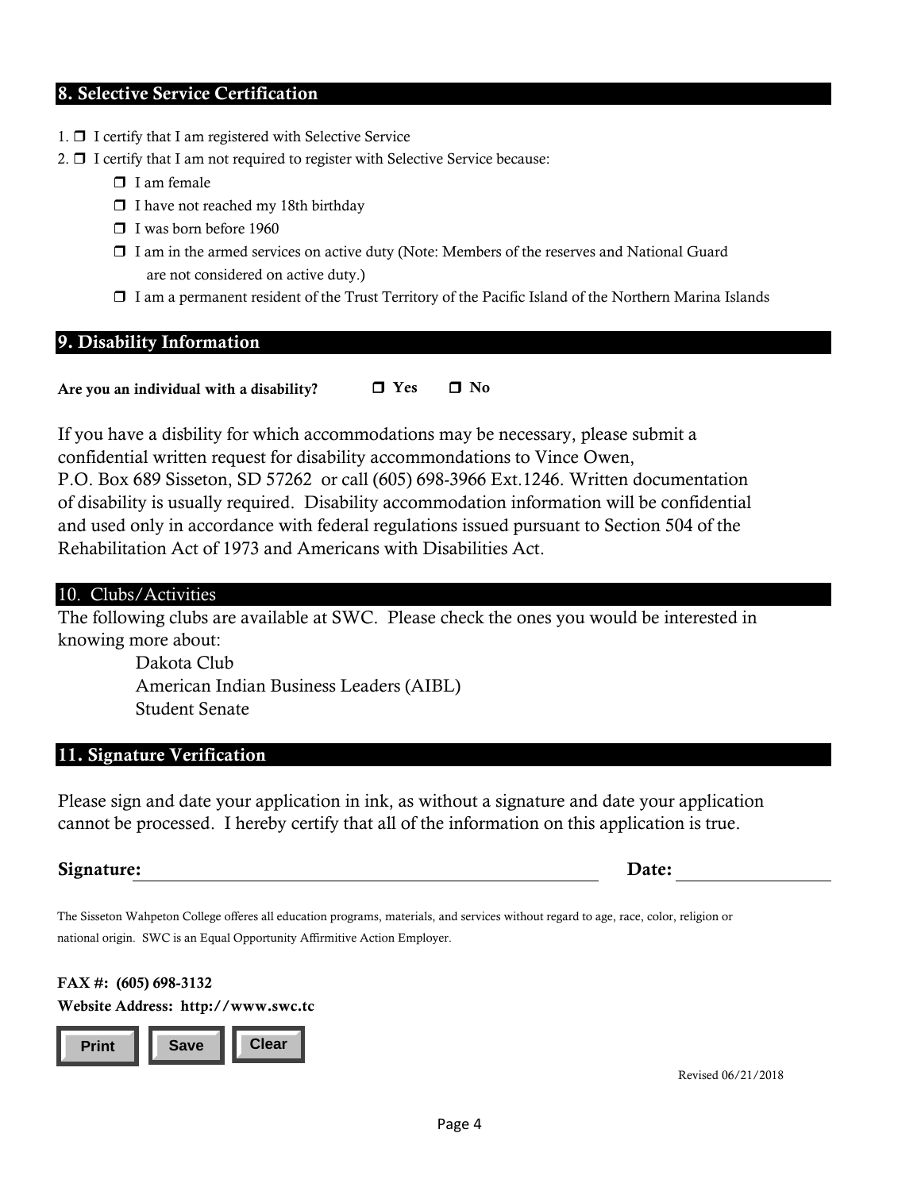## 8. Selective Service Certification

1. ☐ I certify that I am registered with Selective Service
2. ☐ I certify that I am not required to register with Selective Service because:
   - ☐ I am female
   - ☐ I have not reached my 18th birthday
   - ☐ I was born before 1960
   - ☐ I am in the armed services on active duty (Note: Members of the reserves and National Guard are not considered on active duty.)
   - ☐ I am a permanent resident of the Trust Territory of the Pacific Island of the Northern Marina Islands

## 9. Disability Information

**Are you an individual with a disability?** ☐ **Yes** ☐ **No**

If you have a disbility for which accommodations may be necessary, please submit a confidential written request for disability accommondations to Vince Owen, P.O. Box 689 Sisseton, SD 57262 or call (605) 698-3966 Ext.1246. Written documentation of disability is usually required. Disability accommodation information will be confidential and used only in accordance with federal regulations issued pursuant to Section 504 of the Rehabilitation Act of 1973 and Americans with Disabilities Act.

## 10. Clubs/Activities

The following clubs are available at SWC. Please check the ones you would be interested in knowing more about:

- Dakota Club
- American Indian Business Leaders (AIBL)
- Student Senate

## 11. Signature Verification

Please sign and date your application in ink, as without a signature and date your application cannot be processed. I hereby certify that all of the information on this application is true.

**Signature:** ____________________ **Date:** __________

The Sisseton Wahpeton College offeres all education programs, materials, and services without regard to age, race, color, religion or national origin. SWC is an Equal Opportunity Affirmitive Action Employer.

**FAX #: (605) 698-3132**

**Website Address: http://www.swc.tc**

Print Save Clear

Revised 06/21/2018